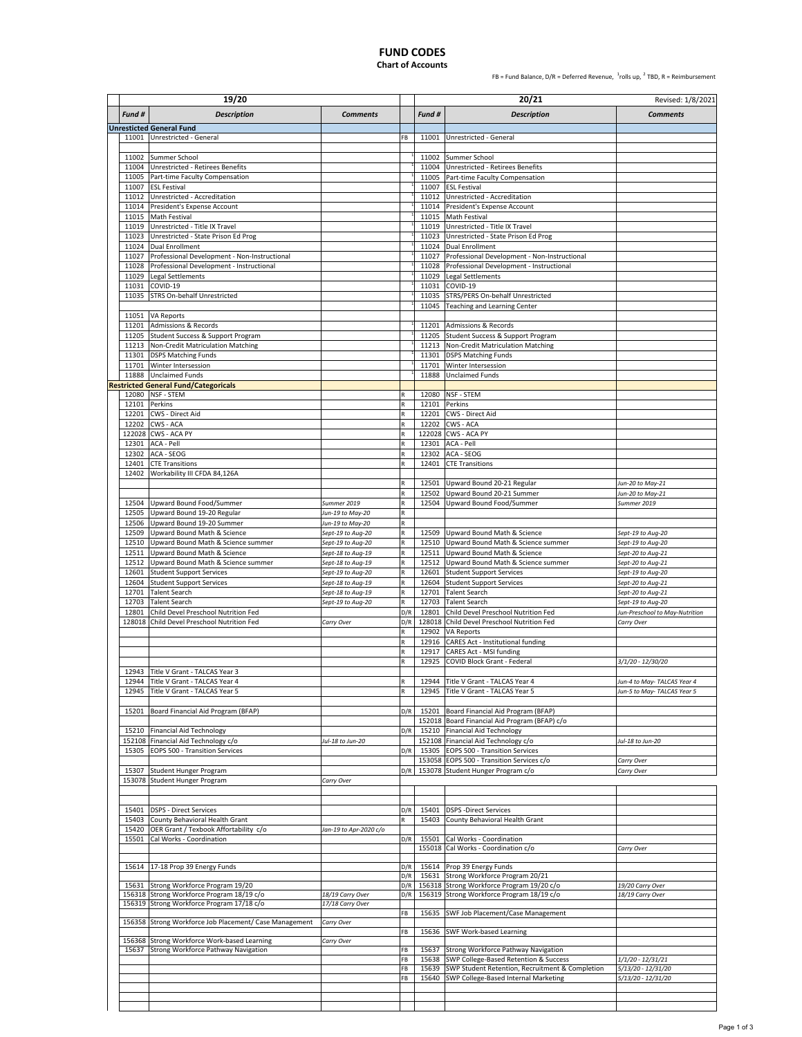# FUND CODES

## Chart of Accounts

FB = Fund Balance, D/R = Deferred Revenue, [1]rolls up, [2] TBD, R = Reimbursement

| 19/20 | | | | 20/21 | | Revised: 1/8/2021 |
|---|---|---|---|---|---|---|
| **Fund #** | **Description** | **Comments** | | **Fund #** | **Description** | **Comments** |
| **Unrestricted General Fund** | | | | | | |
| 11001 | Unrestricted - General | | FB | 11001 | Unrestricted - General | |
| | | | | | | |
| 11002 | Summer School | | [1] | 11002 | Summer School | |
| 11004 | Unrestricted - Retirees Benefits | | [1] | 11004 | Unrestricted - Retirees Benefits | |
| 11005 | Part-time Faculty Compensation | | [1] | 11005 | Part-time Faculty Compensation | |
| 11007 | ESL Festival | | [1] | 11007 | ESL Festival | |
| 11012 | Unrestricted - Accreditation | | [1] | 11012 | Unrestricted - Accreditation | |
| 11014 | President's Expense Account | | [1] | 11014 | President's Expense Account | |
| 11015 | Math Festival | | [1] | 11015 | Math Festival | |
| 11019 | Unrestricted - Title IX Travel | | [1] | 11019 | Unrestricted - Title IX Travel | |
| 11023 | Unrestricted - State Prison Ed Prog | | [1] | 11023 | Unrestricted - State Prison Ed Prog | |
| 11024 | Dual Enrollment | | [1] | 11024 | Dual Enrollment | |
| 11027 | Professional Development - Non-Instructional | | [1] | 11027 | Professional Development - Non-Instructional | |
| 11028 | Professional Development - Instructional | | [1] | 11028 | Professional Development - Instructional | |
| 11029 | Legal Settlements | | [1] | 11029 | Legal Settlements | |
| 11031 | COVID-19 | | [1] | 11031 | COVID-19 | |
| 11035 | STRS On-behalf Unrestricted | | [1] | 11035 | STRS/PERS On-behalf Unrestricted | |
| | | | [1] | 11045 | Teaching and Learning Center | |
| 11051 | VA Reports | | | | | |
| 11201 | Admissions & Records | | [1] | 11201 | Admissions & Records | |
| 11205 | Student Success & Support Program | | [1] | 11205 | Student Success & Support Program | |
| 11213 | Non-Credit Matriculation Matching | | [1] | 11213 | Non-Credit Matriculation Matching | |
| 11301 | DSPS Matching Funds | | [1] | 11301 | DSPS Matching Funds | |
| 11701 | Winter Intersession | | [1] | 11701 | Winter Intersession | |
| 11888 | Unclaimed Funds | | [1] | 11888 | Unclaimed Funds | |
| **Restricted General Fund/Categoricals** | | | | | | |
| 12080 | NSF - STEM | | R | 12080 | NSF - STEM | |
| 12101 | Perkins | | R | 12101 | Perkins | |
| 12201 | CWS - Direct Aid | | R | 12201 | CWS - Direct Aid | |
| 12202 | CWS - ACA | | R | 12202 | CWS - ACA | |
| 122028 | CWS - ACA PY | | R | 122028 | CWS - ACA PY | |
| 12301 | ACA - Pell | | R | 12301 | ACA - Pell | |
| 12302 | ACA - SEOG | | R | 12302 | ACA - SEOG | |
| 12401 | CTE Transitions | | R | 12401 | CTE Transitions | |
| 12402 | Workability III CFDA 84,126A | | | | | |
| | | | R | 12501 | Upward Bound 20-21 Regular | *Jun-20 to May-21* |
| | | | R | 12502 | Upward Bound 20-21 Summer | *Jun-20 to May-21* |
| 12504 | Upward Bound Food/Summer | *Summer 2019* | R | 12504 | Upward Bound Food/Summer | *Summer 2019* |
| 12505 | Upward Bound 19-20 Regular | *Jun-19 to May-20* | R | | | |
| 12506 | Upward Bound 19-20 Summer | *Jun-19 to May-20* | R | | | |
| 12509 | Upward Bound Math & Science | *Sept-19 to Aug-20* | R | 12509 | Upward Bound Math & Science | *Sept-19 to Aug-20* |
| 12510 | Upward Bound Math & Science summer | *Sept-19 to Aug-20* | R | 12510 | Upward Bound Math & Science summer | *Sept-19 to Aug-20* |
| 12511 | Upward Bound Math & Science | *Sept-18 to Aug-19* | R | 12511 | Upward Bound Math & Science | *Sept-20 to Aug-21* |
| 12512 | Upward Bound Math & Science summer | *Sept-18 to Aug-19* | R | 12512 | Upward Bound Math & Science summer | *Sept-20 to Aug-21* |
| 12601 | Student Support Services | *Sept-19 to Aug-20* | R | 12601 | Student Support Services | *Sept-19 to Aug-20* |
| 12604 | Student Support Services | *Sept-18 to Aug-19* | R | 12604 | Student Support Services | *Sept-20 to Aug-21* |
| 12701 | Talent Search | *Sept-18 to Aug-19* | R | 12701 | Talent Search | *Sept-20 to Aug-21* |
| 12703 | Talent Search | *Sept-19 to Aug-20* | R | 12703 | Talent Search | *Sept-19 to Aug-20* |
| 12801 | Child Devel Preschool Nutrition Fed | | D/R | 12801 | Child Devel Preschool Nutrition Fed | *Jun-Preschool to May-Nutrition* |
| 128018 | Child Devel Preschool Nutrition Fed | *Carry Over* | D/R | 128018 | Child Devel Preschool Nutrition Fed | *Carry Over* |
| | | | R | 12902 | VA Reports | |
| | | | R | 12916 | CARES Act - Institutional funding | |
| | | | R | 12917 | CARES Act - MSI funding | |
| | | | R | 12925 | COVID Block Grant - Federal | *3/1/20 - 12/30/20* |
| 12943 | Title V Grant - TALCAS Year 3 | | | | | |
| 12944 | Title V Grant - TALCAS Year 4 | | R | 12944 | Title V Grant - TALCAS Year 4 | *Jun-4 to May- TALCAS Year 4* |
| 12945 | Title V Grant - TALCAS Year 5 | | R | 12945 | Title V Grant - TALCAS Year 5 | *Jun-5 to May- TALCAS Year 5* |
| | | | | | | |
| 15201 | Board Financial Aid Program (BFAP) | | D/R | 15201 | Board Financial Aid Program (BFAP) | |
| | | | | 152018 | Board Financial Aid Program (BFAP) c/o | |
| 15210 | Financial Aid Technology | | D/R | 15210 | Financial Aid Technology | |
| 152108 | Financial Aid Technology c/o | *Jul-18 to Jun-20* | | 152108 | Financial Aid Technology c/o | *Jul-18 to Jun-20* |
| 15305 | EOPS 500 - Transition Services | | D/R | 15305 | EOPS 500 - Transition Services | |
| | | | | 153058 | EOPS 500 - Transition Services c/o | *Carry Over* |
| 15307 | Student Hunger Program | | D/R | 153078 | Student Hunger Program c/o | *Carry Over* |
| 153078 | Student Hunger Program | *Carry Over* | | | | |
| | | | | | | |
| 15401 | DSPS - Direct Services | | D/R | 15401 | DSPS -Direct Services | |
| 15403 | County Behavioral Health Grant | | R | 15403 | County Behavioral Health Grant | |
| 15420 | OER Grant / Texbook Affortability c/o | *Jan-19 to Apr-2020 c/o* | | | | |
| 15501 | Cal Works - Coordination | | D/R | 15501 | Cal Works - Coordination | |
| | | | | 155018 | Cal Works - Coordination c/o | *Carry Over* |
| | | | | | | |
| 15614 | 17-18 Prop 39 Energy Funds | | D/R | 15614 | Prop 39 Energy Funds | |
| | | | D/R | 15631 | Strong Workforce Program 20/21 | |
| 15631 | Strong Workforce Program 19/20 | | D/R | 156318 | Strong Workforce Program 19/20 c/o | *19/20 Carry Over* |
| 156318 | Strong Workforce Program 18/19 c/o | *18/19 Carry Over* | D/R | 156319 | Strong Workforce Program 18/19 c/o | *18/19 Carry Over* |
| 156319 | Strong Workforce Program 17/18 c/o | *17/18 Carry Over* | | | | |
| | | | FB | 15635 | SWF Job Placement/Case Management | |
| 156358 | Strong Workforce Job Placement/ Case Management | *Carry Over* | | | | |
| | | | FB | 15636 | SWF Work-based Learning | |
| 156368 | Strong Workforce Work-based Learning | *Carry Over* | | | | |
| 15637 | Strong Workforce Pathway Navigation | | FB | 15637 | Strong Workforce Pathway Navigation | |
| | | | FB | 15638 | SWP College-Based Retention & Success | *1/1/20 - 12/31/21* |
| | | | FB | 15639 | SWP Student Retention, Recruitment & Completion | *5/13/20 - 12/31/20* |
| | | | FB | 15640 | SWP College-Based Internal Marketing | *5/13/20 - 12/31/20* |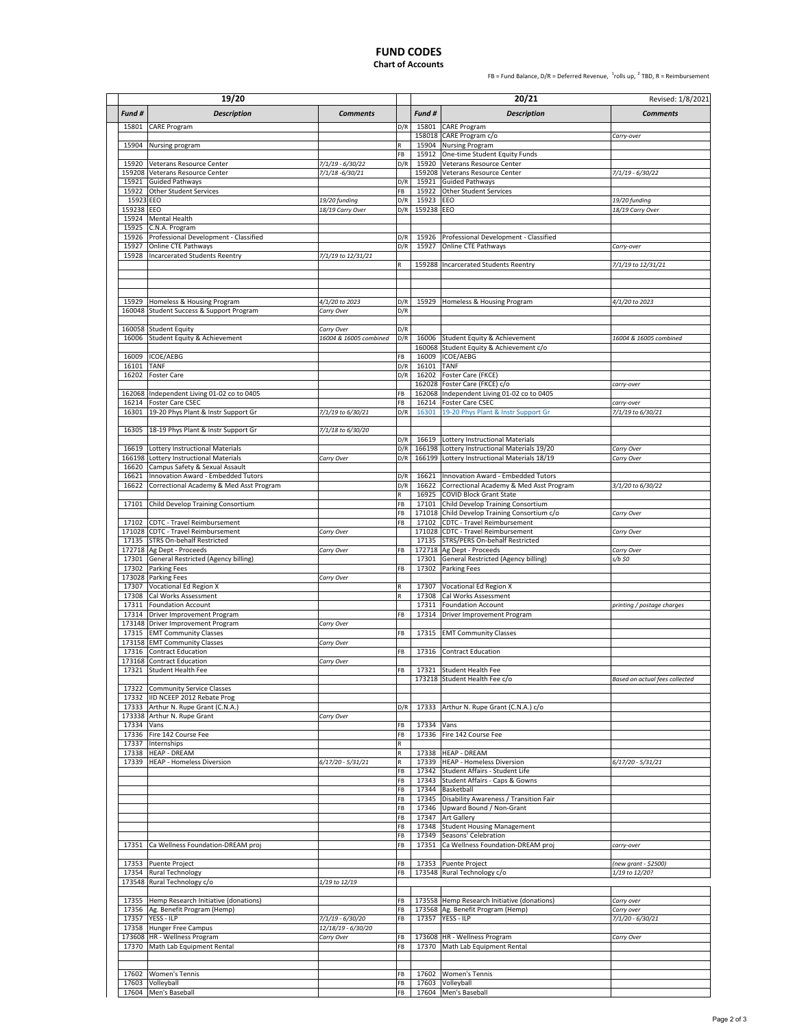# FUND CODES

**Chart of Accounts**

FB = Fund Balance, D/R = Deferred Revenue, [1]rolls up, [2] TBD, R = Reimbursement

| 19/20 | | | | 20/21 | | Revised: 1/8/2021 |
|---|---|---|---|---|---|---|
| **Fund #** | **Description** | **Comments** | | **Fund #** | **Description** | **Comments** |
| 15801 | CARE Program | | D/R | 15801 | CARE Program | |
| | | | | 158018 | CARE Program c/o | *Carry-over* |
| 15904 | Nursing program | | R | 15904 | Nursing Program | |
| | | | FB | 15912 | One-time Student Equity Funds | |
| 15920 | Veterans Resource Center | *7/1/19 - 6/30/22* | D/R | 15920 | Veterans Resource Center | |
| 159208 | Veterans Resource Center | *7/1/18 -6/30/21* | | 159208 | Veterans Resource Center | *7/1/19 - 6/30/22* |
| 15921 | Guided Pathways | | D/R | 15921 | Guided Pathways | |
| 15922 | Other Student Services | | FB | 15922 | Other Student Services | |
| 15923 | EEO | *19/20 funding* | D/R | 15923 | EEO | *19/20 funding* |
| 159238 | EEO | *18/19 Carry Over* | D/R | 159238 | EEO | *18/19 Carry Over* |
| 15924 | Mental Health | | | | | |
| 15925 | C.N.A. Program | | | | | |
| 15926 | Professional Development - Classified | | D/R | 15926 | Professional Development - Classified | |
| 15927 | Online CTE Pathways | | D/R | 15927 | Online CTE Pathways | *Carry-over* |
| 15928 | Incarcerated Students Reentry | *7/1/19 to 12/31/21* | | | | |
| | | | R | 159288 | Incarcerated Students Reentry | *7/1/19 to 12/31/21* |
| | | | | | | |
| | | | | | | |
| | | | | | | |
| 15929 | Homeless & Housing Program | *4/1/20 to 2023* | D/R | 15929 | Homeless & Housing Program | *4/1/20 to 2023* |
| 160048 | Student Success & Support Program | *Carry Over* | D/R | | | |
| | | | | | | |
| 160058 | Student Equity | *Carry Over* | D/R | | | |
| 16006 | Student Equity & Achievement | *16004 & 16005 combined* | D/R | 16006 | Student Equity & Achievement | *16004 & 16005 combined* |
| | | | | 160068 | Student Equity & Achievement c/o | |
| 16009 | ICOE/AEBG | | FB | 16009 | ICOE/AEBG | |
| 16101 | TANF | | D/R | 16101 | TANF | |
| 16202 | Foster Care | | D/R | 16202 | Foster Care (FKCE) | |
| | | | | 162028 | Foster Care (FKCE) c/o | *carry-over* |
| 162068 | Independent Living 01-02 co to 0405 | | FB | 162068 | Independent Living 01-02 co to 0405 | |
| 16214 | Foster Care CSEC | | FB | 16214 | Foster Care CSEC | *carry-over* |
| 16301 | 19-20 Phys Plant & Instr Support Gr | *7/1/19 to 6/30/21* | D/R | 16301 | 19-20 Phys Plant & Instr Support Gr | *7/1/19 to 6/30/21* |
| | | | | | | |
| 16305 | 18-19 Phys Plant & Instr Support Gr | *7/1/18 to 6/30/20* | | | | |
| | | | D/R | 16619 | Lottery Instructional Materials | |
| 16619 | Lottery Instructional Materials | | D/R | 166198 | Lottery Instructional Materials 19/20 | *Carry Over* |
| 166198 | Lottery Instructional Materials | *Carry Over* | D/R | 166199 | Lottery Instructional Materials 18/19 | *Carry Over* |
| 16620 | Campus Safety & Sexual Assault | | | | | |
| 16621 | Innovation Award - Embedded Tutors | | D/R | 16621 | Innovation Award - Embedded Tutors | |
| 16622 | Correctional Academy & Med Asst Program | | D/R | 16622 | Correctional Academy & Med Asst Program | *3/1/20 to 6/30/22* |
| | | | R | 16925 | COVID Block Grant State | |
| 17101 | Child Develop Training Consortium | | FB | 17101 | Child Develop Training Consortium | |
| | | | FB | 171018 | Child Develop Training Consortium c/o | *Carry Over* |
| 17102 | CDTC - Travel Reimbursement | | FB | 17102 | CDTC - Travel Reimbursement | |
| 171028 | CDTC - Travel Reimbursement | *Carry Over* | | 171028 | CDTC - Travel Reimbursement | *Carry Over* |
| 17135 | STRS On-behalf Restricted | | | 17135 | STRS/PERS On-behalf Restricted | |
| 172718 | Ag Dept - Proceeds | *Carry Over* | FB | 172718 | Ag Dept - Proceeds | *Carry Over* |
| 17301 | General Restricted (Agency billing) | | | 17301 | General Restricted (Agency billing) | *s/b $0* |
| 17302 | Parking Fees | | FB | 17302 | Parking Fees | |
| 173028 | Parking Fees | *Carry Over* | | | | |
| 17307 | Vocational Ed Region X | | R | 17307 | Vocational Ed Region X | |
| 17308 | Cal Works Assessment | | R | 17308 | Cal Works Assessment | |
| 17311 | Foundation Account | | | 17311 | Foundation Account | *printing / postage charges* |
| 17314 | Driver Improvement Program | | FB | 17314 | Driver Improvement Program | |
| 173148 | Driver Improvement Program | *Carry Over* | | | | |
| 17315 | EMT Community Classes | | FB | 17315 | EMT Community Classes | |
| 173158 | EMT Community Classes | *Carry Over* | | | | |
| 17316 | Contract Education | | FB | 17316 | Contract Education | |
| 173168 | Contract Education | *Carry Over* | | | | |
| 17321 | Student Health Fee | | FB | 17321 | Student Health Fee | |
| | | | | 173218 | Student Health Fee c/o | *Based on actual fees collected* |
| 17322 | Community Service Classes | | | | | |
| 17332 | IID NCEEP 2012 Rebate Prog | | | | | |
| 17333 | Arthur N. Rupe Grant (C.N.A.) | | D/R | 17333 | Arthur N. Rupe Grant (C.N.A.) c/o | |
| 173338 | Arthur N. Rupe Grant | *Carry Over* | | | | |
| 17334 | Vans | | FB | 17334 | Vans | |
| 17336 | Fire 142 Course Fee | | FB | 17336 | Fire 142 Course Fee | |
| 17337 | Internships | | R | | | |
| 17338 | HEAP - DREAM | | R | 17338 | HEAP - DREAM | |
| 17339 | HEAP - Homeless Diversion | *6/17/20 - 5/31/21* | R | 17339 | HEAP - Homeless Diversion | *6/17/20 - 5/31/21* |
| | | | FB | 17342 | Student Affairs - Student Life | |
| | | | FB | 17343 | Student Affairs - Caps & Gowns | |
| | | | FB | 17344 | Basketball | |
| | | | FB | 17345 | Disability Awareness / Transition Fair | |
| | | | FB | 17346 | Upward Bound / Non-Grant | |
| | | | FB | 17347 | Art Gallery | |
| | | | FB | 17348 | Student Housing Management | |
| | | | FB | 17349 | Seasons' Celebration | |
| 17351 | Ca Wellness Foundation-DREAM proj | | FB | 17351 | Ca Wellness Foundation-DREAM proj | *carry-over* |
| | | | | | | |
| 17353 | Puente Project | | FB | 17353 | Puente Project | *(new grant - $2500)* |
| 17354 | Rural Technology | | FB | 173548 | Rural Technology c/o | *1/19 to 12/20?* |
| 173548 | Rural Technology c/o | *1/19 to 12/19* | | | | |
| | | | | | | |
| 17355 | Hemp Research Initiative (donations) | | FB | 173558 | Hemp Research Initiative (donations) | *Carry over* |
| 17356 | Ag. Benefit Program (Hemp) | | FB | 173568 | Ag. Benefit Program (Hemp) | *Carry over* |
| 17357 | YESS - ILP | *7/1/19 - 6/30/20* | FB | 17357 | YESS - ILP | *7/1/20 - 6/30/21* |
| 17358 | Hunger Free Campus | *12/18/19 - 6/30/20* | | | | |
| 173608 | HR - Wellness Program | *Carry Over* | FB | 173608 | HR - Wellness Program | *Carry Over* |
| 17370 | Math Lab Equipment Rental | | FB | 17370 | Math Lab Equipment Rental | |
| | | | | | | |
| | | | | | | |
| 17602 | Women's Tennis | | FB | 17602 | Women's Tennis | |
| 17603 | Volleyball | | FB | 17603 | Volleyball | |
| 17604 | Men's Baseball | | FB | 17604 | Men's Baseball | |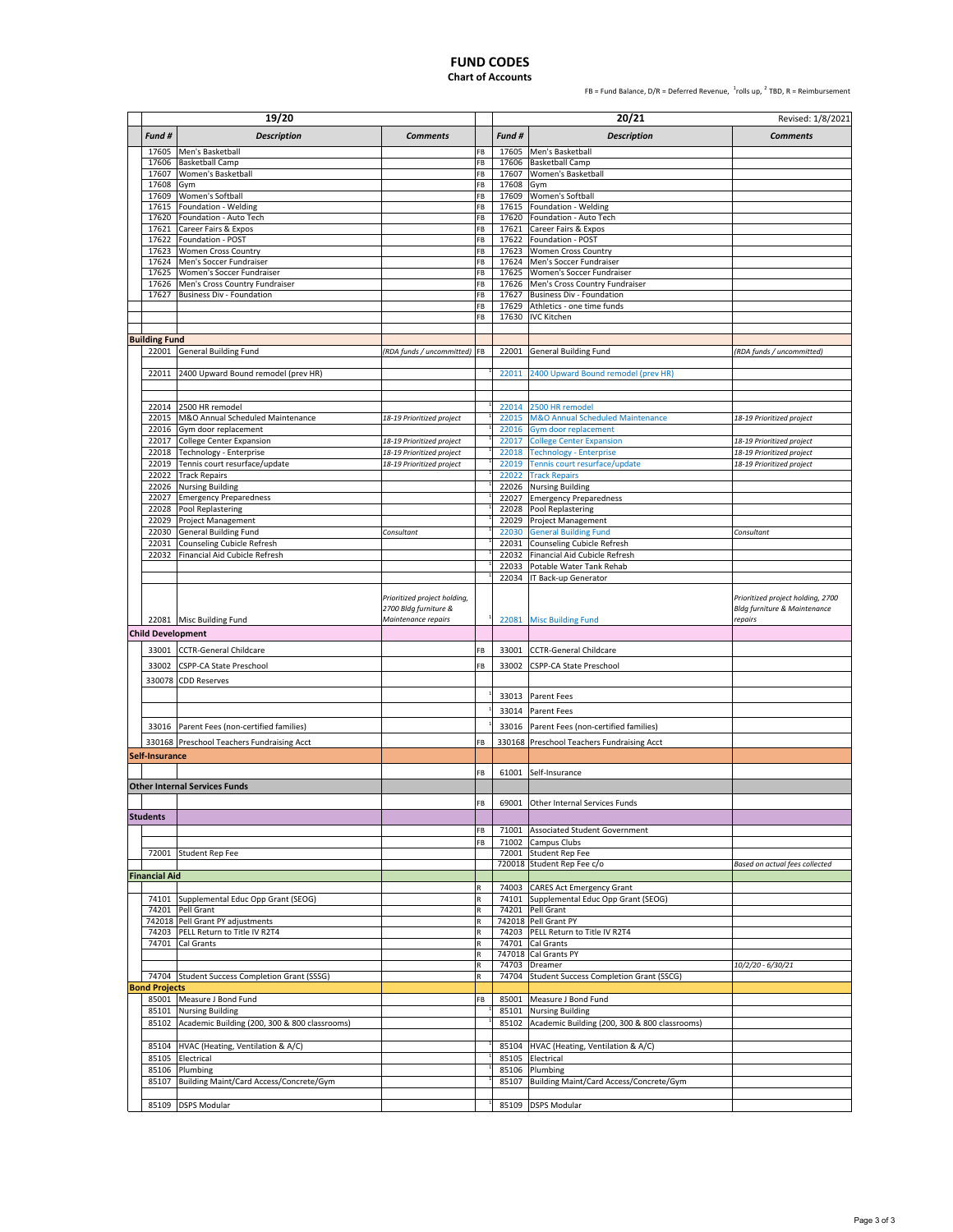# FUND CODES

**Chart of Accounts**

FB = Fund Balance, D/R = Deferred Revenue, [1]rolls up, [2] TBD, R = Reimbursement

| 19/20 | | | | 20/21 | | Revised: 1/8/2021 |
|---|---|---|---|---|---|---|
| ***Fund #*** | ***Description*** | ***Comments*** | | ***Fund #*** | ***Description*** | ***Comments*** |
| 17605 | Men's Basketball | | FB | 17605 | Men's Basketball | |
| 17606 | Basketball Camp | | FB | 17606 | Basketball Camp | |
| 17607 | Women's Basketball | | FB | 17607 | Women's Basketball | |
| 17608 | Gym | | FB | 17608 | Gym | |
| 17609 | Women's Softball | | FB | 17609 | Women's Softball | |
| 17615 | Foundation - Welding | | FB | 17615 | Foundation - Welding | |
| 17620 | Foundation - Auto Tech | | FB | 17620 | Foundation - Auto Tech | |
| 17621 | Career Fairs & Expos | | FB | 17621 | Career Fairs & Expos | |
| 17622 | Foundation - POST | | FB | 17622 | Foundation - POST | |
| 17623 | Women Cross Country | | FB | 17623 | Women Cross Country | |
| 17624 | Men's Soccer Fundraiser | | FB | 17624 | Men's Soccer Fundraiser | |
| 17625 | Women's Soccer Fundraiser | | FB | 17625 | Women's Soccer Fundraiser | |
| 17626 | Men's Cross Country Fundraiser | | FB | 17626 | Men's Cross Country Fundraiser | |
| 17627 | Business Div - Foundation | | FB | 17627 | Business Div - Foundation | |
| | | | FB | 17629 | Athletics - one time funds | |
| | | | FB | 17630 | IVC Kitchen | |
| **Building Fund** | | | | | | |
| 22001 | General Building Fund | *(RDA funds / uncommitted)* | FB | 22001 | General Building Fund | *(RDA funds / uncommitted)* |
| 22011 | 2400 Upward Bound remodel (prev HR) | | [1] | 22011 | 2400 Upward Bound remodel (prev HR) | |
| 22014 | 2500 HR remodel | | [1] | 22014 | 2500 HR remodel | |
| 22015 | M&O Annual Scheduled Maintenance | *18-19 Prioritized project* | [1] | 22015 | M&O Annual Scheduled Maintenance | *18-19 Prioritized project* |
| 22016 | Gym door replacement | | [1] | 22016 | Gym door replacement | |
| 22017 | College Center Expansion | *18-19 Prioritized project* | [1] | 22017 | College Center Expansion | *18-19 Prioritized project* |
| 22018 | Technology - Enterprise | *18-19 Prioritized project* | [1] | 22018 | Technology - Enterprise | *18-19 Prioritized project* |
| 22019 | Tennis court resurface/update | *18-19 Prioritized project* | [1] | 22019 | Tennis court resurface/update | *18-19 Prioritized project* |
| 22022 | Track Repairs | | [1] | 22022 | Track Repairs | |
| 22026 | Nursing Building | | [1] | 22026 | Nursing Building | |
| 22027 | Emergency Preparedness | | [1] | 22027 | Emergency Preparedness | |
| 22028 | Pool Replastering | | [1] | 22028 | Pool Replastering | |
| 22029 | Project Management | | [1] | 22029 | Project Management | |
| 22030 | General Building Fund | *Consultant* | [1] | 22030 | General Building Fund | *Consultant* |
| 22031 | Counseling Cubicle Refresh | | [1] | 22031 | Counseling Cubicle Refresh | |
| 22032 | Financial Aid Cubicle Refresh | | [1] | 22032 | Financial Aid Cubicle Refresh | |
| | | | [1] | 22033 | Potable Water Tank Rehab | |
| | | | [1] | 22034 | IT Back-up Generator | |
| 22081 | Misc Building Fund | *Prioritized project holding, 2700 Bldg furniture & Maintenance repairs* | [1] | 22081 | Misc Building Fund | *Prioritized project holding, 2700 Bldg furniture & Maintenance repairs* |
| **Child Development** | | | | | | |
| 33001 | CCTR-General Childcare | | FB | 33001 | CCTR-General Childcare | |
| 33002 | CSPP-CA State Preschool | | FB | 33002 | CSPP-CA State Preschool | |
| 330078 | CDD Reserves | | | | | |
| | | | [1] | 33013 | Parent Fees | |
| | | | [1] | 33014 | Parent Fees | |
| 33016 | Parent Fees (non-certified families) | | [1] | 33016 | Parent Fees (non-certified families) | |
| 330168 | Preschool Teachers Fundraising Acct | | FB | 330168 | Preschool Teachers Fundraising Acct | |
| **Self-Insurance** | | | | | | |
| | | | FB | 61001 | Self-Insurance | |
| **Other Internal Services Funds** | | | | | | |
| | | | FB | 69001 | Other Internal Services Funds | |
| **Students** | | | | | | |
| | | | FB | 71001 | Associated Student Government | |
| | | | FB | 71002 | Campus Clubs | |
| 72001 | Student Rep Fee | | | 72001 | Student Rep Fee | |
| | | | | 720018 | Student Rep Fee c/o | *Based on actual fees collected* |
| **Financial Aid** | | | | | | |
| | | | R | 74003 | CARES Act Emergency Grant | |
| 74101 | Supplemental Educ Opp Grant (SEOG) | | R | 74101 | Supplemental Educ Opp Grant (SEOG) | |
| 74201 | Pell Grant | | R | 74201 | Pell Grant | |
| 742018 | Pell Grant PY adjustments | | R | 742018 | Pell Grant PY | |
| 74203 | PELL Return to Title IV R2T4 | | R | 74203 | PELL Return to Title IV R2T4 | |
| 74701 | Cal Grants | | R | 74701 | Cal Grants | |
| | | | R | 747018 | Cal Grants PY | |
| | | | R | 74703 | Dreamer | *10/2/20 - 6/30/21* |
| 74704 | Student Success Completion Grant (SSSG) | | R | 74704 | Student Success Completion Grant (SSCG) | |
| **Bond Projects** | | | | | | |
| 85001 | Measure J Bond Fund | | FB | 85001 | Measure J Bond Fund | |
| 85101 | Nursing Building | | [1] | 85101 | Nursing Building | |
| 85102 | Academic Building (200, 300 & 800 classrooms) | | [1] | 85102 | Academic Building (200, 300 & 800 classrooms) | |
| 85104 | HVAC (Heating, Ventilation & A/C) | | [1] | 85104 | HVAC (Heating, Ventilation & A/C) | |
| 85105 | Electrical | | [1] | 85105 | Electrical | |
| 85106 | Plumbing | | [1] | 85106 | Plumbing | |
| 85107 | Building Maint/Card Access/Concrete/Gym | | [1] | 85107 | Building Maint/Card Access/Concrete/Gym | |
| 85109 | DSPS Modular | | [1] | 85109 | DSPS Modular | |